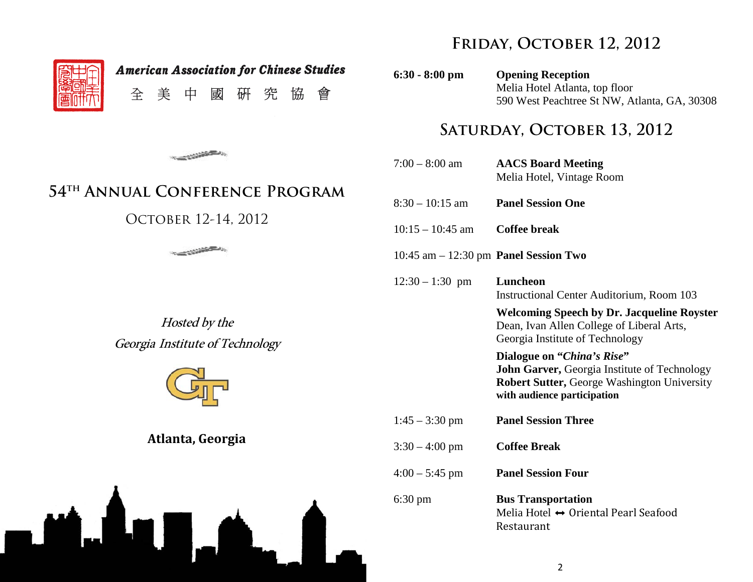**American Association for Chinese Studies**

全 美 中 國 研 究 協 會

# 54TH ANNUAL CONFERENCE PROGRAM

OCTOBER 12-14, 2012

*Hosted by the*
*Georgia Institute of Technology*

**Atlanta, Georgia**

## FRIDAY, OCTOBER 12, 2012

| | |
|---|---|
| **6:30 - 8:00 pm** | **Opening Reception**<br>Melia Hotel Atlanta, top floor<br>590 West Peachtree St NW, Atlanta, GA, 30308 |

## SATURDAY, OCTOBER 13, 2012

| | |
|---|---|
| 7:00 – 8:00 am | **AACS Board Meeting**<br>Melia Hotel, Vintage Room |
| 8:30 – 10:15 am | **Panel Session One** |
| 10:15 – 10:45 am | **Coffee break** |
| 10:45 am – 12:30 pm | **Panel Session Two** |
| 12:30 – 1:30 pm | **Luncheon**<br>Instructional Center Auditorium, Room 103<br>**Welcoming Speech by Dr. Jacqueline Royster**<br>Dean, Ivan Allen College of Liberal Arts, Georgia Institute of Technology<br>**Dialogue on "*China's Rise*"**<br>**John Garver,** Georgia Institute of Technology<br>**Robert Sutter,** George Washington University<br>**with audience participation** |
| 1:45 – 3:30 pm | **Panel Session Three** |
| 3:30 – 4:00 pm | **Coffee Break** |
| 4:00 – 5:45 pm | **Panel Session Four** |
| 6:30 pm | **Bus Transportation**<br>Melia Hotel ↔ Oriental Pearl Seafood Restaurant |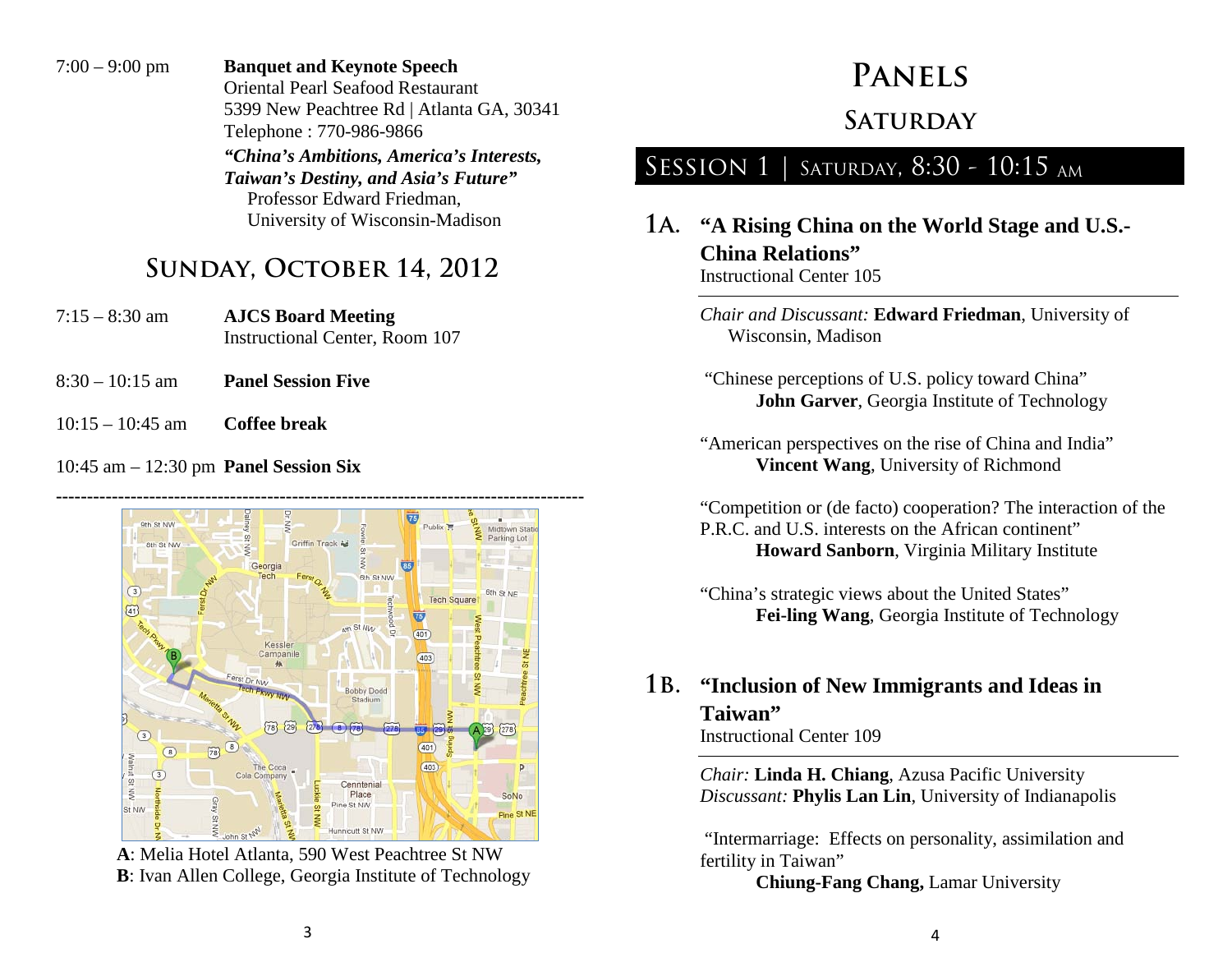7:00 – 9:00 pm **Banquet and Keynote Speech**
Oriental Pearl Seafood Restaurant
5399 New Peachtree Rd | Atlanta GA, 30341
Telephone : 770-986-9866
***"China's Ambitions, America's Interests, Taiwan's Destiny, and Asia's Future"***
Professor Edward Friedman,
University of Wisconsin-Madison

## Sunday, October 14, 2012

7:15 – 8:30 am **AJCS Board Meeting**
Instructional Center, Room 107

8:30 – 10:15 am **Panel Session Five**

10:15 – 10:45 am **Coffee break**

10:45 am – 12:30 pm **Panel Session Six**

---

**A**: Melia Hotel Atlanta, 590 West Peachtree St NW
**B**: Ivan Allen College, Georgia Institute of Technology

# Panels

## Saturday

### Session 1 | Saturday, 8:30 - 10:15 AM

### 1A. "A Rising China on the World Stage and U.S.-China Relations"

Instructional Center 105

*Chair and Discussant:* **Edward Friedman**, University of Wisconsin, Madison

"Chinese perceptions of U.S. policy toward China"
**John Garver**, Georgia Institute of Technology

"American perspectives on the rise of China and India"
**Vincent Wang**, University of Richmond

"Competition or (de facto) cooperation? The interaction of the P.R.C. and U.S. interests on the African continent"
**Howard Sanborn**, Virginia Military Institute

"China's strategic views about the United States"
**Fei-ling Wang**, Georgia Institute of Technology

### 1B. "Inclusion of New Immigrants and Ideas in Taiwan"

Instructional Center 109

*Chair:* **Linda H. Chiang**, Azusa Pacific University
*Discussant:* **Phylis Lan Lin**, University of Indianapolis

"Intermarriage: Effects on personality, assimilation and fertility in Taiwan"
**Chiung-Fang Chang,** Lamar University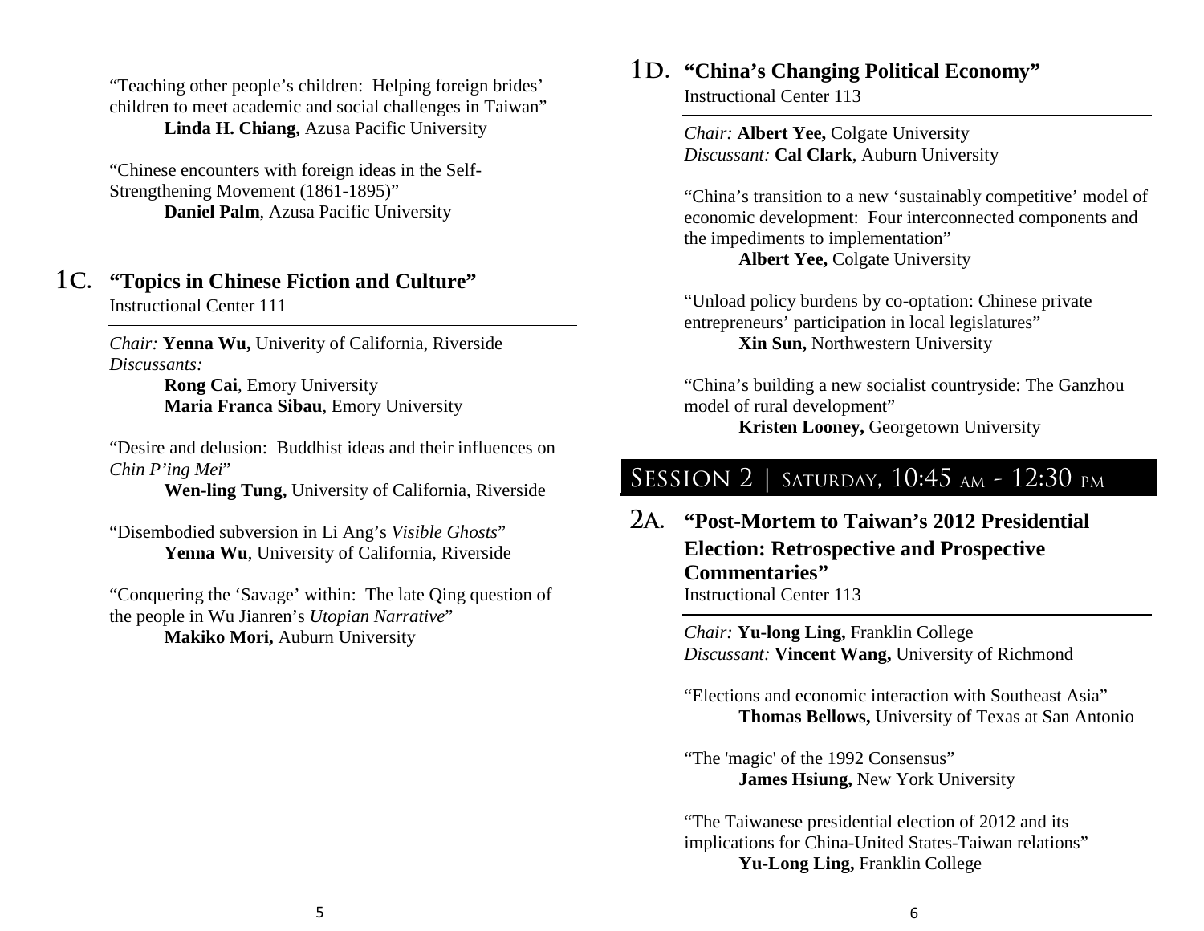"Teaching other people's children: Helping foreign brides' children to meet academic and social challenges in Taiwan"
**Linda H. Chiang,** Azusa Pacific University

"Chinese encounters with foreign ideas in the Self-Strengthening Movement (1861-1895)"
**Daniel Palm**, Azusa Pacific University

## 1C. "Topics in Chinese Fiction and Culture"

Instructional Center 111

*Chair:* **Yenna Wu,** Univerity of California, Riverside
*Discussants:*
**Rong Cai**, Emory University
**Maria Franca Sibau**, Emory University

"Desire and delusion: Buddhist ideas and their influences on *Chin P'ing Mei*"
**Wen-ling Tung,** University of California, Riverside

"Disembodied subversion in Li Ang's *Visible Ghosts*"
**Yenna Wu**, University of California, Riverside

"Conquering the 'Savage' within: The late Qing question of the people in Wu Jianren's *Utopian Narrative*"
**Makiko Mori,** Auburn University

## 1D. "China's Changing Political Economy"

Instructional Center 113

*Chair:* **Albert Yee,** Colgate University
*Discussant:* **Cal Clark**, Auburn University

"China's transition to a new 'sustainably competitive' model of economic development: Four interconnected components and the impediments to implementation"
**Albert Yee,** Colgate University

"Unload policy burdens by co-optation: Chinese private entrepreneurs' participation in local legislatures"
**Xin Sun,** Northwestern University

"China's building a new socialist countryside: The Ganzhou model of rural development"
**Kristen Looney,** Georgetown University

# Session 2 | Saturday, 10:45 AM - 12:30 PM

## 2A. "Post-Mortem to Taiwan's 2012 Presidential Election: Retrospective and Prospective Commentaries"

Instructional Center 113

*Chair:* **Yu-long Ling,** Franklin College
*Discussant:* **Vincent Wang,** University of Richmond

"Elections and economic interaction with Southeast Asia"
**Thomas Bellows,** University of Texas at San Antonio

"The 'magic' of the 1992 Consensus"
**James Hsiung,** New York University

"The Taiwanese presidential election of 2012 and its implications for China-United States-Taiwan relations"
**Yu-Long Ling,** Franklin College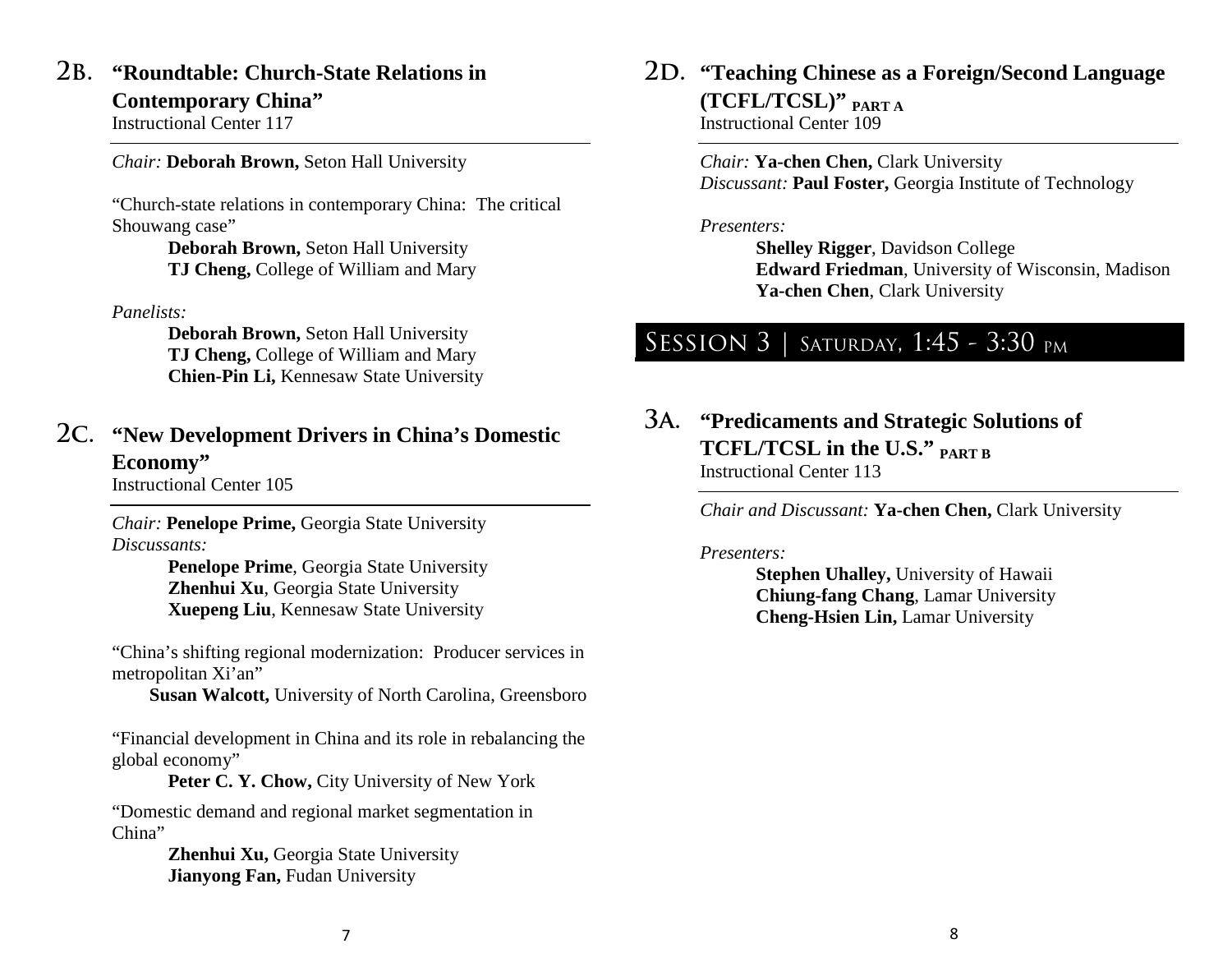## 2B. "Roundtable: Church-State Relations in Contemporary China"

Instructional Center 117

*Chair:* **Deborah Brown,** Seton Hall University

"Church-state relations in contemporary China: The critical Shouwang case"

**Deborah Brown,** Seton Hall University
**TJ Cheng,** College of William and Mary

*Panelists:*

**Deborah Brown,** Seton Hall University
**TJ Cheng,** College of William and Mary
**Chien-Pin Li,** Kennesaw State University

## 2C. "New Development Drivers in China's Domestic Economy"

Instructional Center 105

*Chair:* **Penelope Prime,** Georgia State University
*Discussants:*

**Penelope Prime**, Georgia State University
**Zhenhui Xu**, Georgia State University
**Xuepeng Liu**, Kennesaw State University

"China's shifting regional modernization: Producer services in metropolitan Xi'an"

**Susan Walcott,** University of North Carolina, Greensboro

"Financial development in China and its role in rebalancing the global economy"

**Peter C. Y. Chow,** City University of New York

"Domestic demand and regional market segmentation in China"

**Zhenhui Xu,** Georgia State University
**Jianyong Fan,** Fudan University

## 2D. "Teaching Chinese as a Foreign/Second Language (TCFL/TCSL)" PART A

Instructional Center 109

*Chair:* **Ya-chen Chen,** Clark University
*Discussant:* **Paul Foster,** Georgia Institute of Technology

*Presenters:*

**Shelley Rigger**, Davidson College
**Edward Friedman**, University of Wisconsin, Madison
**Ya-chen Chen**, Clark University

# SESSION 3 | SATURDAY, 1:45 - 3:30 PM

## 3A. "Predicaments and Strategic Solutions of TCFL/TCSL in the U.S." PART B

Instructional Center 113

*Chair and Discussant:* **Ya-chen Chen,** Clark University

*Presenters:*

**Stephen Uhalley,** University of Hawaii
**Chiung-fang Chang**, Lamar University
**Cheng-Hsien Lin,** Lamar University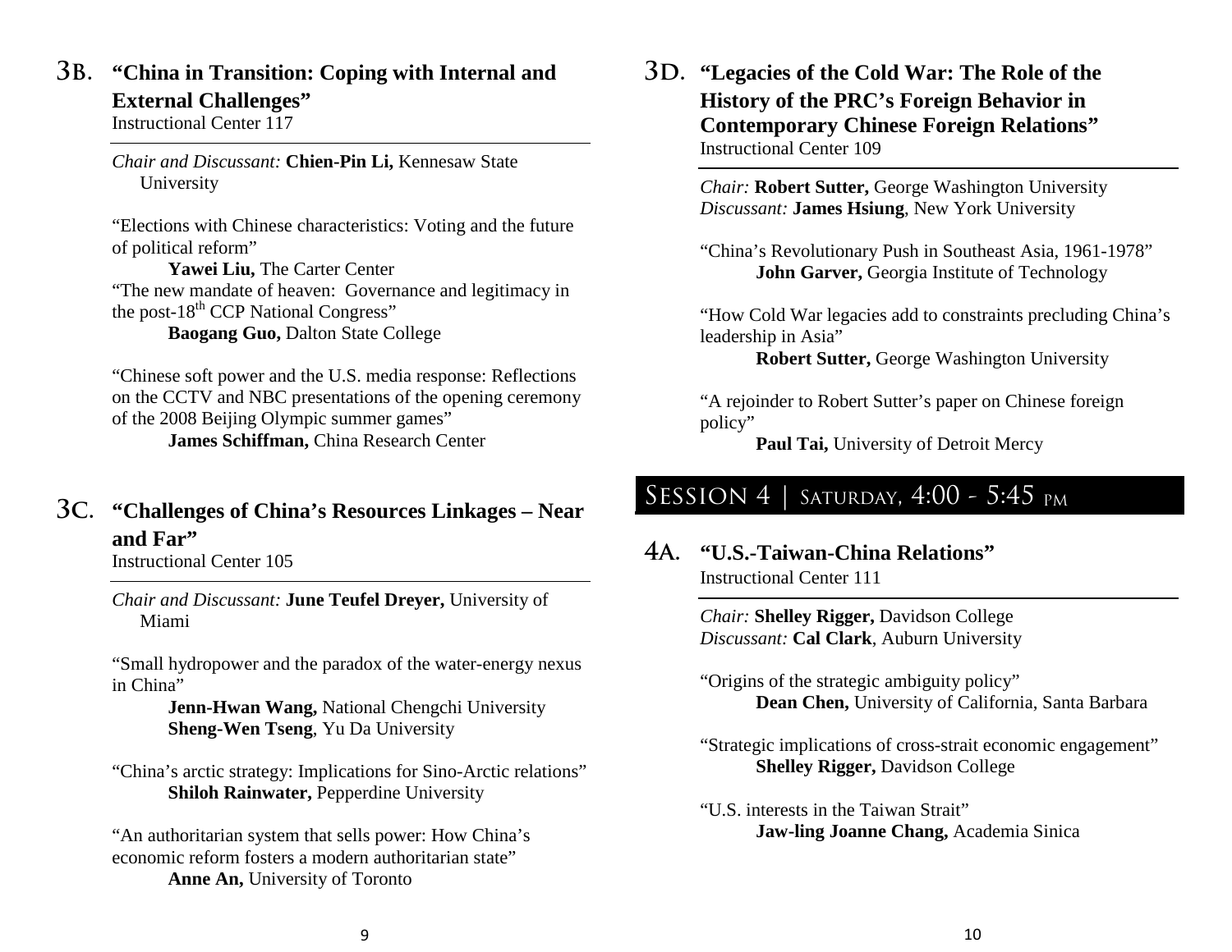## 3B. "China in Transition: Coping with Internal and External Challenges"

Instructional Center 117

*Chair and Discussant:* **Chien-Pin Li,** Kennesaw State University

"Elections with Chinese characteristics: Voting and the future of political reform"
**Yawei Liu,** The Carter Center

"The new mandate of heaven: Governance and legitimacy in the post-18th CCP National Congress"
**Baogang Guo,** Dalton State College

"Chinese soft power and the U.S. media response: Reflections on the CCTV and NBC presentations of the opening ceremony of the 2008 Beijing Olympic summer games"
**James Schiffman,** China Research Center

## 3C. "Challenges of China's Resources Linkages – Near and Far"

Instructional Center 105

*Chair and Discussant:* **June Teufel Dreyer,** University of Miami

"Small hydropower and the paradox of the water-energy nexus in China"
**Jenn-Hwan Wang,** National Chengchi University
**Sheng-Wen Tseng**, Yu Da University

"China's arctic strategy: Implications for Sino-Arctic relations"
**Shiloh Rainwater,** Pepperdine University

"An authoritarian system that sells power: How China's economic reform fosters a modern authoritarian state"
**Anne An,** University of Toronto

## 3D. "Legacies of the Cold War: The Role of the History of the PRC's Foreign Behavior in Contemporary Chinese Foreign Relations"

Instructional Center 109

*Chair:* **Robert Sutter,** George Washington University
*Discussant:* **James Hsiung**, New York University

"China's Revolutionary Push in Southeast Asia, 1961-1978"
**John Garver,** Georgia Institute of Technology

"How Cold War legacies add to constraints precluding China's leadership in Asia"
**Robert Sutter,** George Washington University

"A rejoinder to Robert Sutter's paper on Chinese foreign policy"
**Paul Tai,** University of Detroit Mercy

# SESSION 4 | SATURDAY, 4:00 - 5:45 PM

## 4A. "U.S.-Taiwan-China Relations"

Instructional Center 111

*Chair:* **Shelley Rigger,** Davidson College
*Discussant:* **Cal Clark**, Auburn University

"Origins of the strategic ambiguity policy"
**Dean Chen,** University of California, Santa Barbara

"Strategic implications of cross-strait economic engagement"
**Shelley Rigger,** Davidson College

"U.S. interests in the Taiwan Strait"
**Jaw-ling Joanne Chang,** Academia Sinica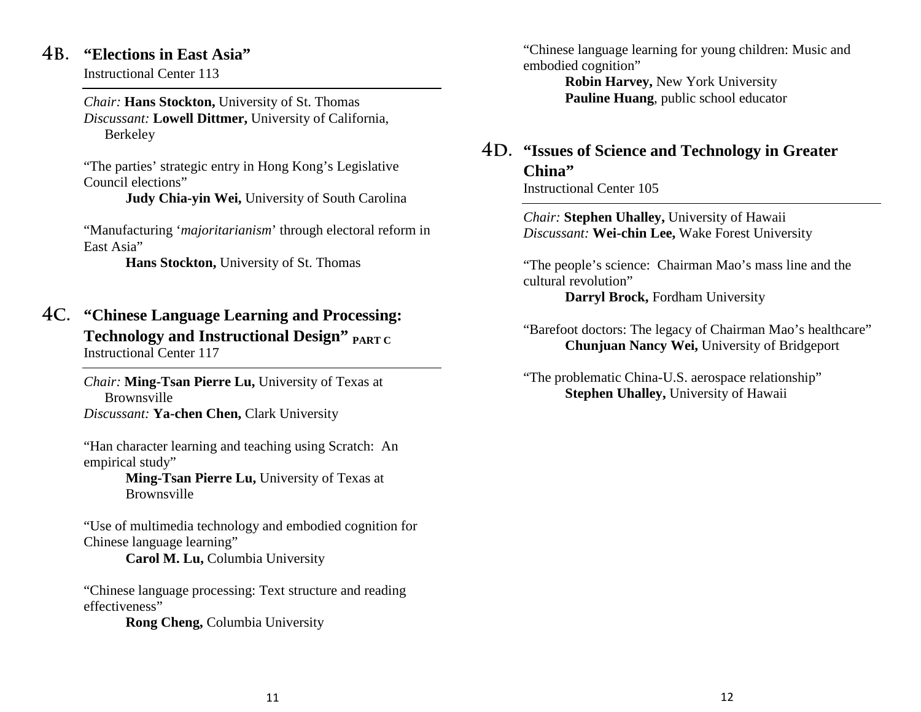## 4B. **"Elections in East Asia"**

Instructional Center 113

*Chair:* **Hans Stockton,** University of St. Thomas
*Discussant:* **Lowell Dittmer,** University of California, Berkeley

"The parties' strategic entry in Hong Kong's Legislative Council elections"
**Judy Chia-yin Wei,** University of South Carolina

"Manufacturing '*majoritarianism*' through electoral reform in East Asia"
**Hans Stockton,** University of St. Thomas

## 4C. **"Chinese Language Learning and Processing: Technology and Instructional Design"** PART C

Instructional Center 117

*Chair:* **Ming-Tsan Pierre Lu,** University of Texas at Brownsville
*Discussant:* **Ya-chen Chen,** Clark University

"Han character learning and teaching using Scratch: An empirical study"
**Ming-Tsan Pierre Lu,** University of Texas at Brownsville

"Use of multimedia technology and embodied cognition for Chinese language learning"
**Carol M. Lu,** Columbia University

"Chinese language processing: Text structure and reading effectiveness"
**Rong Cheng,** Columbia University

"Chinese language learning for young children: Music and embodied cognition"
**Robin Harvey,** New York University
**Pauline Huang**, public school educator

## 4D. **"Issues of Science and Technology in Greater China"**

Instructional Center 105

*Chair:* **Stephen Uhalley,** University of Hawaii
*Discussant:* **Wei-chin Lee,** Wake Forest University

"The people's science: Chairman Mao's mass line and the cultural revolution"
**Darryl Brock,** Fordham University

"Barefoot doctors: The legacy of Chairman Mao's healthcare"
**Chunjuan Nancy Wei,** University of Bridgeport

"The problematic China-U.S. aerospace relationship"
**Stephen Uhalley,** University of Hawaii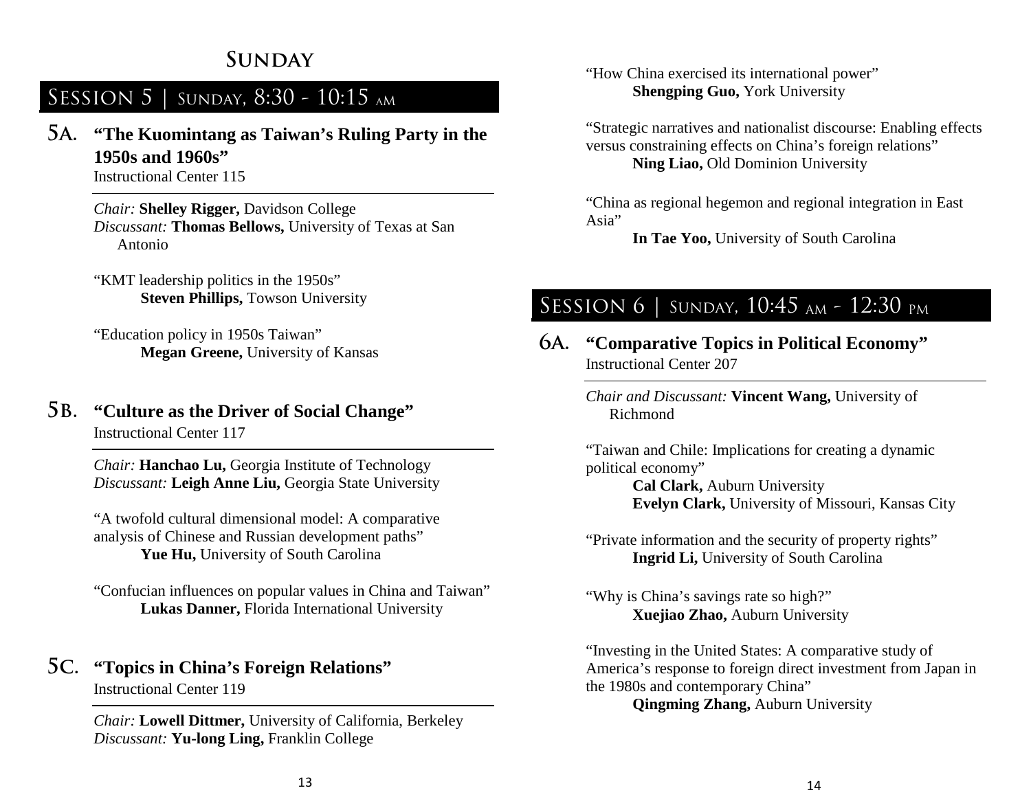# SUNDAY

## SESSION 5 | SUNDAY, 8:30 - 10:15 AM

### 5A. "The Kuomintang as Taiwan's Ruling Party in the 1950s and 1960s"

Instructional Center 115

*Chair:* **Shelley Rigger,** Davidson College
*Discussant:* **Thomas Bellows,** University of Texas at San Antonio

"KMT leadership politics in the 1950s"
**Steven Phillips,** Towson University

"Education policy in 1950s Taiwan"
**Megan Greene,** University of Kansas

### 5B. "Culture as the Driver of Social Change"

Instructional Center 117

*Chair:* **Hanchao Lu,** Georgia Institute of Technology
*Discussant:* **Leigh Anne Liu,** Georgia State University

"A twofold cultural dimensional model: A comparative analysis of Chinese and Russian development paths"
**Yue Hu,** University of South Carolina

"Confucian influences on popular values in China and Taiwan"
**Lukas Danner,** Florida International University

### 5C. "Topics in China's Foreign Relations"

Instructional Center 119

*Chair:* **Lowell Dittmer,** University of California, Berkeley
*Discussant:* **Yu-long Ling,** Franklin College

"How China exercised its international power"
**Shengping Guo,** York University

"Strategic narratives and nationalist discourse: Enabling effects versus constraining effects on China's foreign relations"
**Ning Liao,** Old Dominion University

"China as regional hegemon and regional integration in East Asia"
**In Tae Yoo,** University of South Carolina

## SESSION 6 | SUNDAY, 10:45 AM - 12:30 PM

### 6A. "Comparative Topics in Political Economy"

Instructional Center 207

*Chair and Discussant:* **Vincent Wang,** University of Richmond

"Taiwan and Chile: Implications for creating a dynamic political economy"
**Cal Clark,** Auburn University
**Evelyn Clark,** University of Missouri, Kansas City

"Private information and the security of property rights"
**Ingrid Li,** University of South Carolina

"Why is China's savings rate so high?"
**Xuejiao Zhao,** Auburn University

"Investing in the United States: A comparative study of America's response to foreign direct investment from Japan in the 1980s and contemporary China"
**Qingming Zhang,** Auburn University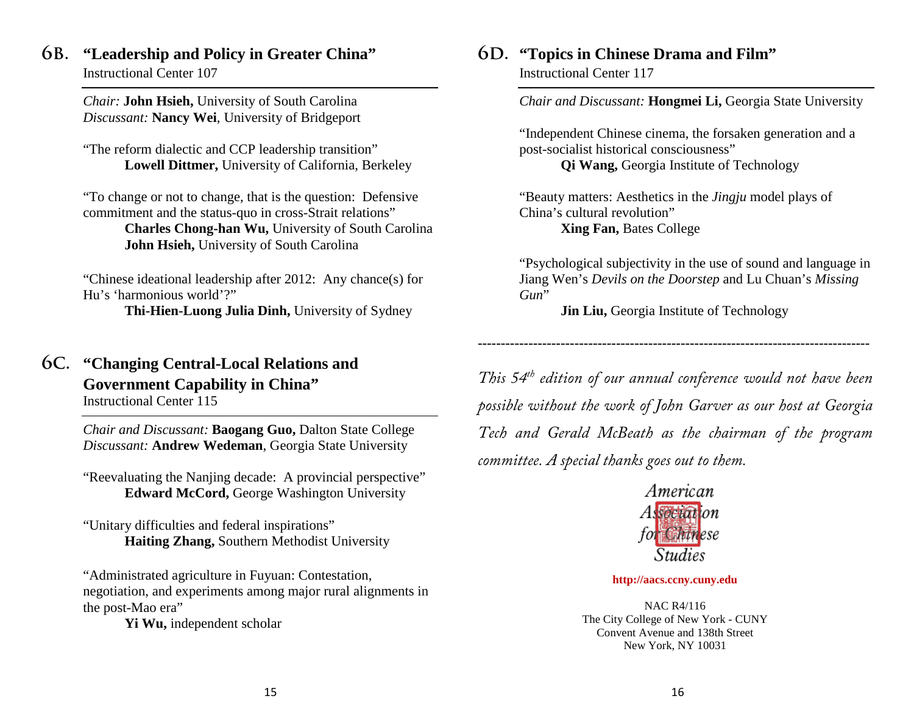## 6B. "Leadership and Policy in Greater China"

Instructional Center 107

*Chair:* **John Hsieh,** University of South Carolina
*Discussant:* **Nancy Wei**, University of Bridgeport

"The reform dialectic and CCP leadership transition"
**Lowell Dittmer,** University of California, Berkeley

"To change or not to change, that is the question: Defensive commitment and the status-quo in cross-Strait relations"
**Charles Chong-han Wu,** University of South Carolina
**John Hsieh,** University of South Carolina

"Chinese ideational leadership after 2012: Any chance(s) for Hu's 'harmonious world'?"
**Thi-Hien-Luong Julia Dinh,** University of Sydney

## 6C. "Changing Central-Local Relations and Government Capability in China"

Instructional Center 115

*Chair and Discussant:* **Baogang Guo,** Dalton State College
*Discussant:* **Andrew Wedeman**, Georgia State University

"Reevaluating the Nanjing decade: A provincial perspective"
**Edward McCord,** George Washington University

"Unitary difficulties and federal inspirations"
**Haiting Zhang,** Southern Methodist University

"Administrated agriculture in Fuyuan: Contestation, negotiation, and experiments among major rural alignments in the post-Mao era"
**Yi Wu,** independent scholar

## 6D. "Topics in Chinese Drama and Film"

Instructional Center 117

*Chair and Discussant:* **Hongmei Li,** Georgia State University

"Independent Chinese cinema, the forsaken generation and a post-socialist historical consciousness"
**Qi Wang,** Georgia Institute of Technology

"Beauty matters: Aesthetics in the *Jingju* model plays of China's cultural revolution"
**Xing Fan,** Bates College

"Psychological subjectivity in the use of sound and language in Jiang Wen's *Devils on the Doorstep* and Lu Chuan's *Missing Gun*"
**Jin Liu,** Georgia Institute of Technology

---

*This 54th edition of our annual conference would not have been possible without the work of John Garver as our host at Georgia Tech and Gerald McBeath as the chairman of the program committee. A special thanks goes out to them.*

American Association for Chinese Studies

**http://aacs.ccny.cuny.edu**

NAC R4/116
The City College of New York - CUNY
Convent Avenue and 138th Street
New York, NY 10031